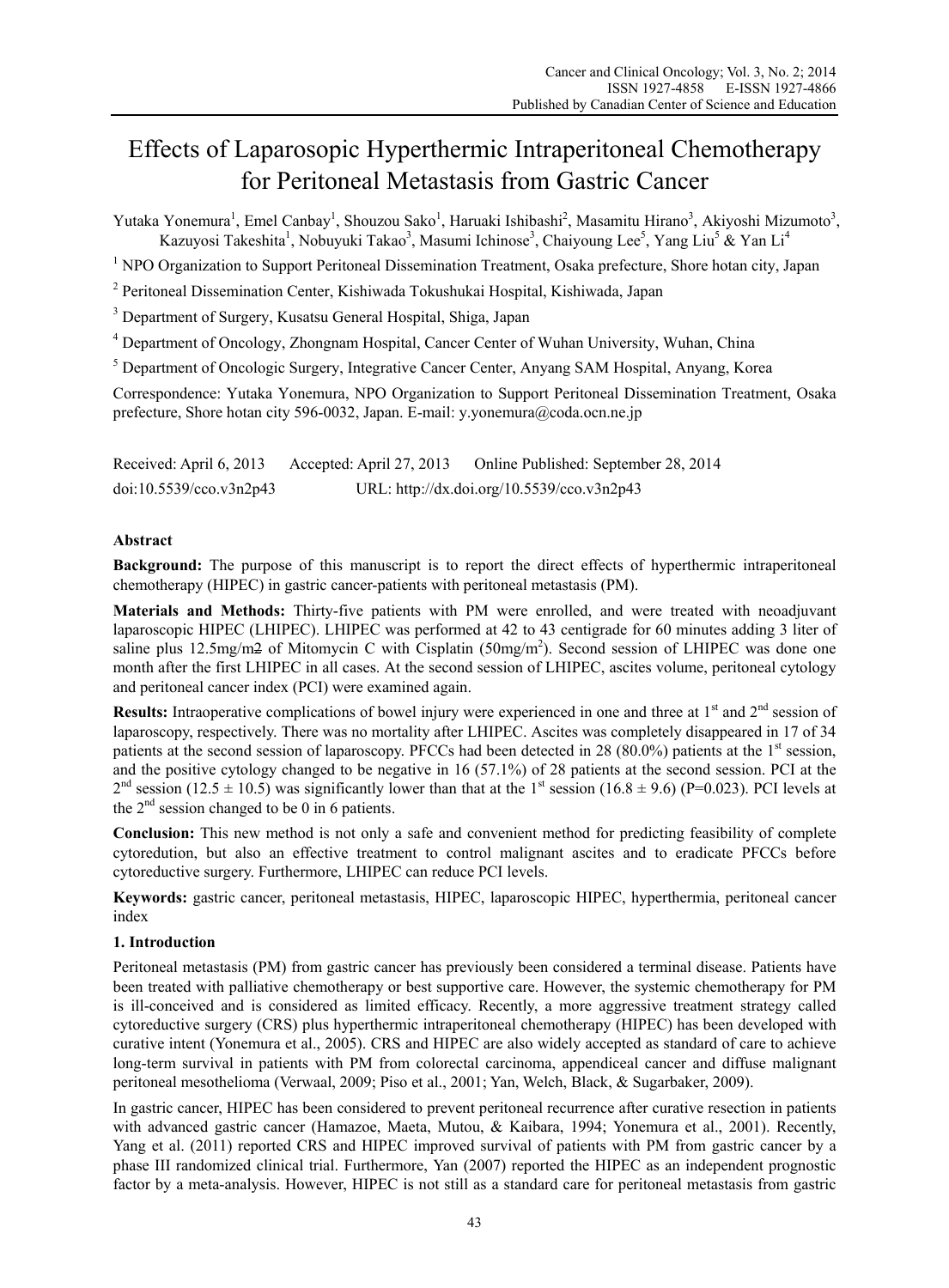# Effects of Laparosopic Hyperthermic Intraperitoneal Chemotherapy for Peritoneal Metastasis from Gastric Cancer

Yutaka Yonemura[1], Emel Canbay[1], Shouzou Sako[1], Haruaki Ishibashi[2], Masamitu Hirano[3], Akiyoshi Mizumoto[3], Kazuyosi Takeshita[1], Nobuyuki Takao[3], Masumi Ichinose[3], Chaiyoung Lee[5], Yang Liu[5] & Yan Li[4]

[1] NPO Organization to Support Peritoneal Dissemination Treatment, Osaka prefecture, Shore hotan city, Japan

[2] Peritoneal Dissemination Center, Kishiwada Tokushukai Hospital, Kishiwada, Japan

[3] Department of Surgery, Kusatsu General Hospital, Shiga, Japan

[4] Department of Oncology, Zhongnam Hospital, Cancer Center of Wuhan University, Wuhan, China

[5] Department of Oncologic Surgery, Integrative Cancer Center, Anyang SAM Hospital, Anyang, Korea

Correspondence: Yutaka Yonemura, NPO Organization to Support Peritoneal Dissemination Treatment, Osaka prefecture, Shore hotan city 596-0032, Japan. E-mail: y.yonemura@coda.ocn.ne.jp

Received: April 6, 2013 Accepted: April 27, 2013 Online Published: September 28, 2014

doi:10.5539/cco.v3n2p43 URL: http://dx.doi.org/10.5539/cco.v3n2p43

## Abstract

**Background:** The purpose of this manuscript is to report the direct effects of hyperthermic intraperitoneal chemotherapy (HIPEC) in gastric cancer-patients with peritoneal metastasis (PM).

**Materials and Methods:** Thirty-five patients with PM were enrolled, and were treated with neoadjuvant laparoscopic HIPEC (LHIPEC). LHIPEC was performed at 42 to 43 centigrade for 60 minutes adding 3 liter of saline plus 12.5mg/m2 of Mitomycin C with Cisplatin (50mg/m$^2$). Second session of LHIPEC was done one month after the first LHIPEC in all cases. At the second session of LHIPEC, ascites volume, peritoneal cytology and peritoneal cancer index (PCI) were examined again.

**Results:** Intraoperative complications of bowel injury were experienced in one and three at 1$^{st}$ and 2$^{nd}$ session of laparoscopy, respectively. There was no mortality after LHIPEC. Ascites was completely disappeared in 17 of 34 patients at the second session of laparoscopy. PFCCs had been detected in 28 (80.0%) patients at the 1$^{st}$ session, and the positive cytology changed to be negative in 16 (57.1%) of 28 patients at the second session. PCI at the 2$^{nd}$ session (12.5 ± 10.5) was significantly lower than that at the 1$^{st}$ session (16.8 ± 9.6) (P=0.023). PCI levels at the 2$^{nd}$ session changed to be 0 in 6 patients.

**Conclusion:** This new method is not only a safe and convenient method for predicting feasibility of complete cytoredution, but also an effective treatment to control malignant ascites and to eradicate PFCCs before cytoreductive surgery. Furthermore, LHIPEC can reduce PCI levels.

**Keywords:** gastric cancer, peritoneal metastasis, HIPEC, laparoscopic HIPEC, hyperthermia, peritoneal cancer index

## 1. Introduction

Peritoneal metastasis (PM) from gastric cancer has previously been considered a terminal disease. Patients have been treated with palliative chemotherapy or best supportive care. However, the systemic chemotherapy for PM is ill-conceived and is considered as limited efficacy. Recently, a more aggressive treatment strategy called cytoreductive surgery (CRS) plus hyperthermic intraperitoneal chemotherapy (HIPEC) has been developed with curative intent (Yonemura et al., 2005). CRS and HIPEC are also widely accepted as standard of care to achieve long-term survival in patients with PM from colorectal carcinoma, appendiceal cancer and diffuse malignant peritoneal mesothelioma (Verwaal, 2009; Piso et al., 2001; Yan, Welch, Black, & Sugarbaker, 2009).

In gastric cancer, HIPEC has been considered to prevent peritoneal recurrence after curative resection in patients with advanced gastric cancer (Hamazoe, Maeta, Moutou, & Kaibara, 1994; Yonemura et al., 2001). Recently, Yang et al. (2011) reported CRS and HIPEC improved survival of patients with PM from gastric cancer by a phase III randomized clinical trial. Furthermore, Yan (2007) reported the HIPEC as an independent prognostic factor by a meta-analysis. However, HIPEC is not still as a standard care for peritoneal metastasis from gastric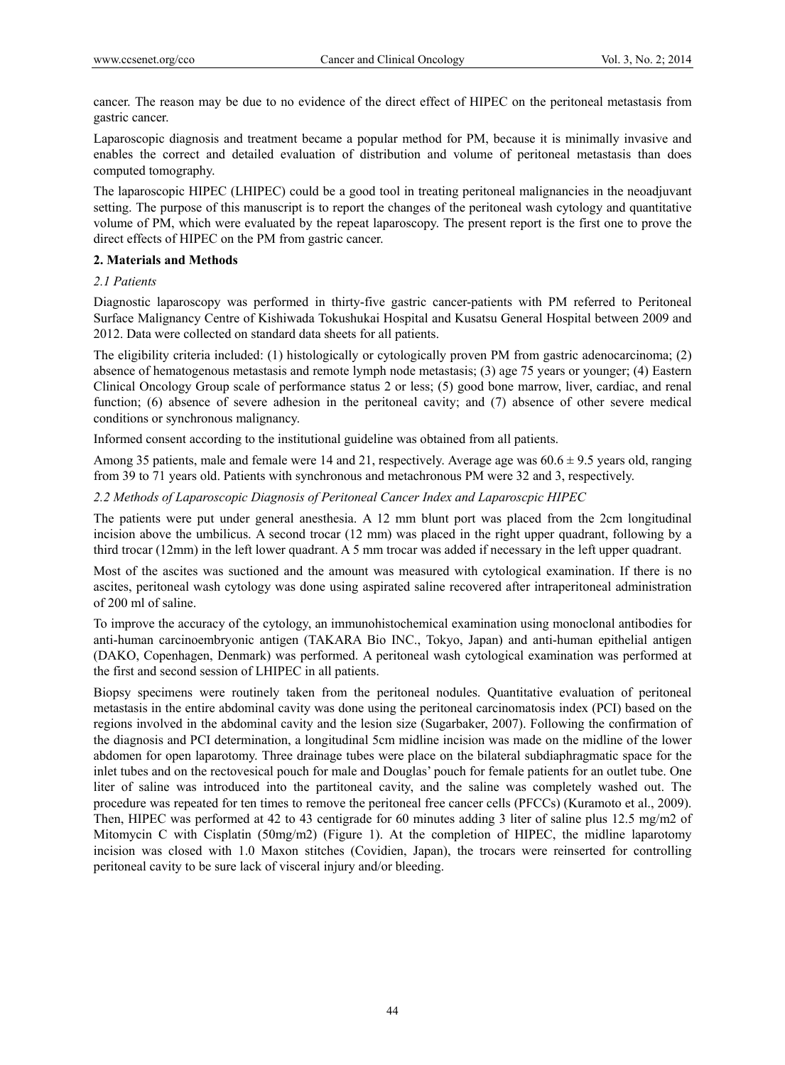cancer. The reason may be due to no evidence of the direct effect of HIPEC on the peritoneal metastasis from gastric cancer.

Laparoscopic diagnosis and treatment became a popular method for PM, because it is minimally invasive and enables the correct and detailed evaluation of distribution and volume of peritoneal metastasis than does computed tomography.

The laparoscopic HIPEC (LHIPEC) could be a good tool in treating peritoneal malignancies in the neoadjuvant setting. The purpose of this manuscript is to report the changes of the peritoneal wash cytology and quantitative volume of PM, which were evaluated by the repeat laparoscopy. The present report is the first one to prove the direct effects of HIPEC on the PM from gastric cancer.

## 2. Materials and Methods

### *2.1 Patients*

Diagnostic laparoscopy was performed in thirty-five gastric cancer-patients with PM referred to Peritoneal Surface Malignancy Centre of Kishiwada Tokushukai Hospital and Kusatsu General Hospital between 2009 and 2012. Data were collected on standard data sheets for all patients.

The eligibility criteria included: (1) histologically or cytologically proven PM from gastric adenocarcinoma; (2) absence of hematogenous metastasis and remote lymph node metastasis; (3) age 75 years or younger; (4) Eastern Clinical Oncology Group scale of performance status 2 or less; (5) good bone marrow, liver, cardiac, and renal function; (6) absence of severe adhesion in the peritoneal cavity; and (7) absence of other severe medical conditions or synchronous malignancy.

Informed consent according to the institutional guideline was obtained from all patients.

Among 35 patients, male and female were 14 and 21, respectively. Average age was $60.6 \pm 9.5$ years old, ranging from 39 to 71 years old. Patients with synchronous and metachronous PM were 32 and 3, respectively.

### *2.2 Methods of Laparoscopic Diagnosis of Peritoneal Cancer Index and Laparoscpic HIPEC*

The patients were put under general anesthesia. A 12 mm blunt port was placed from the 2cm longitudinal incision above the umbilicus. A second trocar (12 mm) was placed in the right upper quadrant, following by a third trocar (12mm) in the left lower quadrant. A 5 mm trocar was added if necessary in the left upper quadrant.

Most of the ascites was suctioned and the amount was measured with cytological examination. If there is no ascites, peritoneal wash cytology was done using aspirated saline recovered after intraperitoneal administration of 200 ml of saline.

To improve the accuracy of the cytology, an immunohistochemical examination using monoclonal antibodies for anti-human carcinoembryonic antigen (TAKARA Bio INC., Tokyo, Japan) and anti-human epithelial antigen (DAKO, Copenhagen, Denmark) was performed. A peritoneal wash cytological examination was performed at the first and second session of LHIPEC in all patients.

Biopsy specimens were routinely taken from the peritoneal nodules. Quantitative evaluation of peritoneal metastasis in the entire abdominal cavity was done using the peritoneal carcinomatosis index (PCI) based on the regions involved in the abdominal cavity and the lesion size (Sugarbaker, 2007). Following the confirmation of the diagnosis and PCI determination, a longitudinal 5cm midline incision was made on the midline of the lower abdomen for open laparotomy. Three drainage tubes were place on the bilateral subdiaphragmatic space for the inlet tubes and on the rectovesical pouch for male and Douglas' pouch for female patients for an outlet tube. One liter of saline was introduced into the partitoneal cavity, and the saline was completely washed out. The procedure was repeated for ten times to remove the peritoneal free cancer cells (PFCCs) (Kuramoto et al., 2009). Then, HIPEC was performed at 42 to 43 centigrade for 60 minutes adding 3 liter of saline plus 12.5 mg/m2 of Mitomycin C with Cisplatin (50mg/m2) (Figure 1). At the completion of HIPEC, the midline laparotomy incision was closed with 1.0 Maxon stitches (Covidien, Japan), the trocars were reinserted for controlling peritoneal cavity to be sure lack of visceral injury and/or bleeding.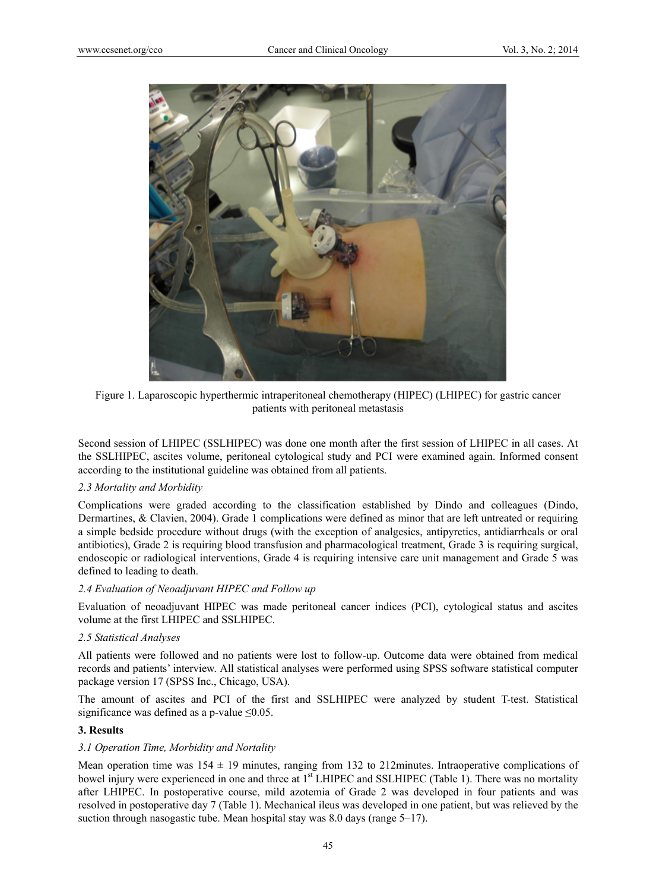Figure 1. Laparoscopic hyperthermic intraperitoneal chemotherapy (HIPEC) (LHIPEC) for gastric cancer patients with peritoneal metastasis

Second session of LHIPEC (SSLHIPEC) was done one month after the first session of LHIPEC in all cases. At the SSLHIPEC, ascites volume, peritoneal cytological study and PCI were examined again. Informed consent according to the institutional guideline was obtained from all patients.

### *2.3 Mortality and Morbidity*

Complications were graded according to the classification established by Dindo and colleagues (Dindo, Dermartines, & Clavien, 2004). Grade 1 complications were defined as minor that are left untreated or requiring a simple bedside procedure without drugs (with the exception of analgesics, antipyretics, antidiarrheals or oral antibiotics), Grade 2 is requiring blood transfusion and pharmacological treatment, Grade 3 is requiring surgical, endoscopic or radiological interventions, Grade 4 is requiring intensive care unit management and Grade 5 was defined to leading to death.

### *2.4 Evaluation of Neoadjuvant HIPEC and Follow up*

Evaluation of neoadjuvant HIPEC was made peritoneal cancer indices (PCI), cytological status and ascites volume at the first LHIPEC and SSLHIPEC.

### *2.5 Statistical Analyses*

All patients were followed and no patients were lost to follow-up. Outcome data were obtained from medical records and patients' interview. All statistical analyses were performed using SPSS software statistical computer package version 17 (SPSS Inc., Chicago, USA).

The amount of ascites and PCI of the first and SSLHIPEC were analyzed by student T-test. Statistical significance was defined as a p-value $\leq 0.05$.

## **3. Results**

### *3.1 Operation Time, Morbidity and Nortality*

Mean operation time was $154 \pm 19$ minutes, ranging from 132 to 212minutes. Intraoperative complications of bowel injury were experienced in one and three at 1st LHIPEC and SSLHIPEC (Table 1). There was no mortality after LHIPEC. In postoperative course, mild azotemia of Grade 2 was developed in four patients and was resolved in postoperative day 7 (Table 1). Mechanical ileus was developed in one patient, but was relieved by the suction through nasogastic tube. Mean hospital stay was 8.0 days (range 5–17).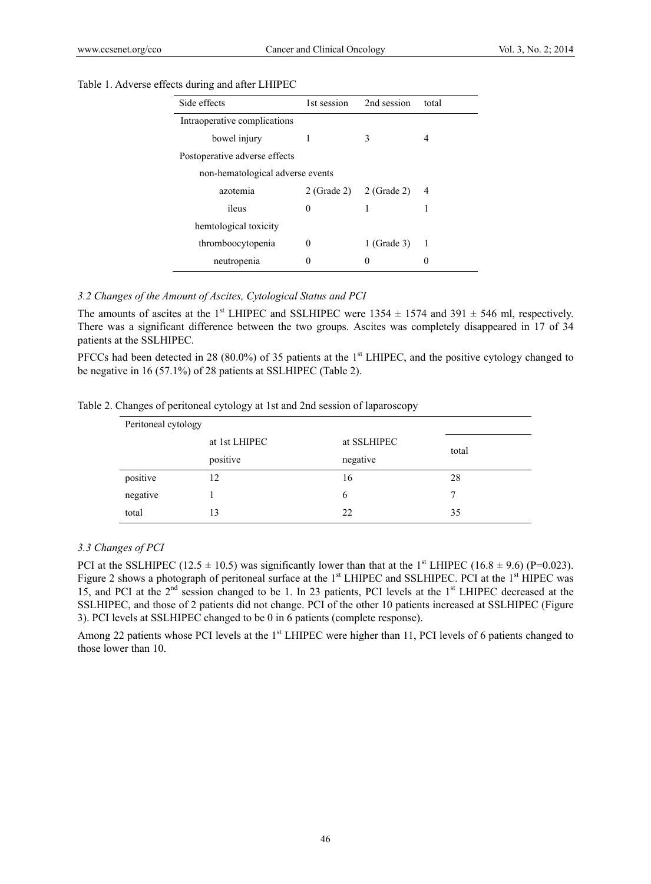Table 1. Adverse effects during and after LHIPEC

| Side effects | 1st session | 2nd session | total |
|---|---|---|---|
| Intraoperative complications | | | |
| bowel injury | 1 | 3 | 4 |
| Postoperative adverse effects | | | |
| non-hematological adverse events | | | |
| azotemia | 2 (Grade 2) | 2 (Grade 2) | 4 |
| ileus | 0 | 1 | 1 |
| hemtological toxicity | | | |
| thromboocytopenia | 0 | 1 (Grade 3) | 1 |
| neutropenia | 0 | 0 | 0 |

### *3.2 Changes of the Amount of Ascites, Cytological Status and PCI*

The amounts of ascites at the 1st LHIPEC and SSLHIPEC were 1354 ± 1574 and 391 ± 546 ml, respectively. There was a significant difference between the two groups. Ascites was completely disappeared in 17 of 34 patients at the SSLHIPEC.

PFCCs had been detected in 28 (80.0%) of 35 patients at the 1st LHIPEC, and the positive cytology changed to be negative in 16 (57.1%) of 28 patients at SSLHIPEC (Table 2).

Table 2. Changes of peritoneal cytology at 1st and 2nd session of laparoscopy

| Peritoneal cytology | | | |
|---|---|---|---|
| | at 1st LHIPEC | at SSLHIPEC | total |
| | positive | negative | |
| positive | 12 | 16 | 28 |
| negative | 1 | 6 | 7 |
| total | 13 | 22 | 35 |

### *3.3 Changes of PCI*

PCI at the SSLHIPEC (12.5 ± 10.5) was significantly lower than that at the 1st LHIPEC (16.8 ± 9.6) (P=0.023). Figure 2 shows a photograph of peritoneal surface at the 1st LHIPEC and SSLHIPEC. PCI at the 1st HIPEC was 15, and PCI at the 2nd session changed to be 1. In 23 patients, PCI levels at the 1st LHIPEC decreased at the SSLHIPEC, and those of 2 patients did not change. PCI of the other 10 patients increased at SSLHIPEC (Figure 3). PCI levels at SSLHIPEC changed to be 0 in 6 patients (complete response).

Among 22 patients whose PCI levels at the 1st LHIPEC were higher than 11, PCI levels of 6 patients changed to those lower than 10.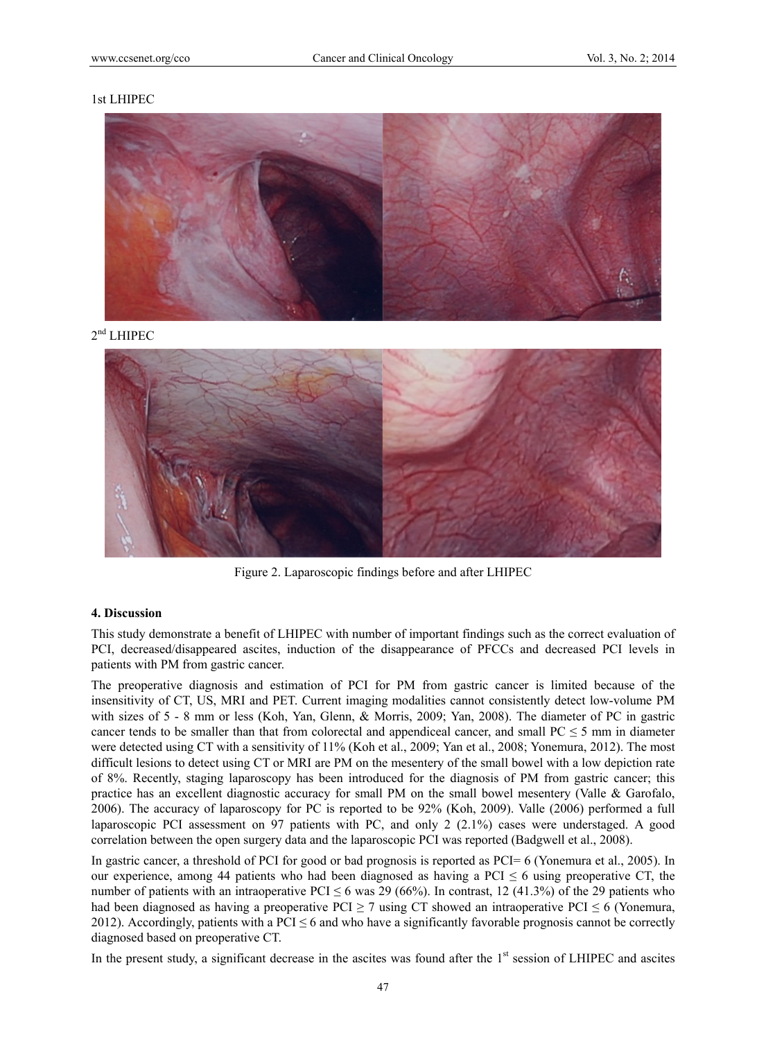1st LHIPEC

2nd LHIPEC

Figure 2. Laparoscopic findings before and after LHIPEC

## 4. Discussion

This study demonstrate a benefit of LHIPEC with number of important findings such as the correct evaluation of PCI, decreased/disappeared ascites, induction of the disappearance of PFCCs and decreased PCI levels in patients with PM from gastric cancer.

The preoperative diagnosis and estimation of PCI for PM from gastric cancer is limited because of the insensitivity of CT, US, MRI and PET. Current imaging modalities cannot consistently detect low-volume PM with sizes of 5 - 8 mm or less (Koh, Yan, Glenn, & Morris, 2009; Yan, 2008). The diameter of PC in gastric cancer tends to be smaller than that from colorectal and appendiceal cancer, and small PC ≤ 5 mm in diameter were detected using CT with a sensitivity of 11% (Koh et al., 2009; Yan et al., 2008; Yonemura, 2012). The most difficult lesions to detect using CT or MRI are PM on the mesentery of the small bowel with a low depiction rate of 8%. Recently, staging laparoscopy has been introduced for the diagnosis of PM from gastric cancer; this practice has an excellent diagnostic accuracy for small PM on the small bowel mesentery (Valle & Garofalo, 2006). The accuracy of laparoscopy for PC is reported to be 92% (Koh, 2009). Valle (2006) performed a full laparoscopic PCI assessment on 97 patients with PC, and only 2 (2.1%) cases were understaged. A good correlation between the open surgery data and the laparoscopic PCI was reported (Badgwell et al., 2008).

In gastric cancer, a threshold of PCI for good or bad prognosis is reported as PCI= 6 (Yonemura et al., 2005). In our experience, among 44 patients who had been diagnosed as having a PCI ≤ 6 using preoperative CT, the number of patients with an intraoperative PCI ≤ 6 was 29 (66%). In contrast, 12 (41.3%) of the 29 patients who had been diagnosed as having a preoperative PCI ≥ 7 using CT showed an intraoperative PCI ≤ 6 (Yonemura, 2012). Accordingly, patients with a PCI ≤ 6 and who have a significantly favorable prognosis cannot be correctly diagnosed based on preoperative CT.

In the present study, a significant decrease in the ascites was found after the 1st session of LHIPEC and ascites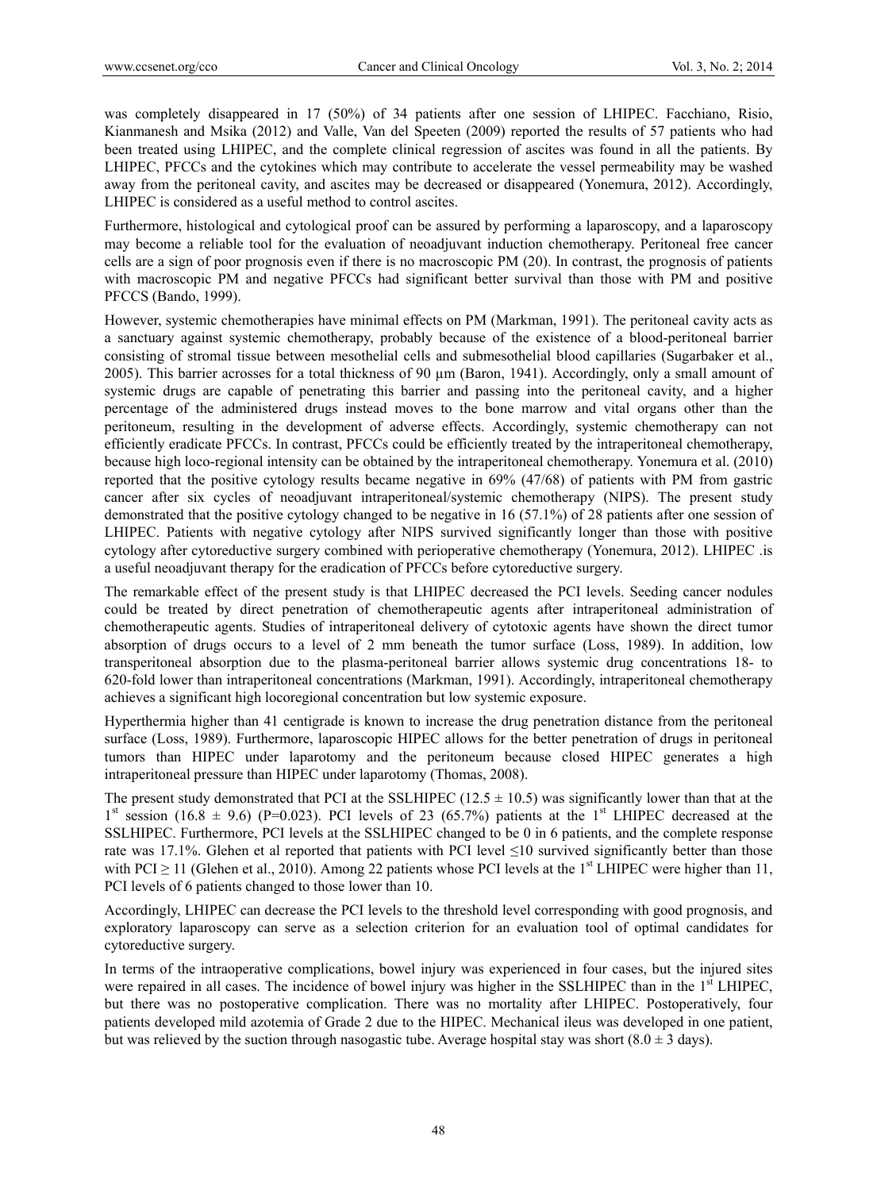was completely disappeared in 17 (50%) of 34 patients after one session of LHIPEC. Facchiano, Risio, Kianmanesh and Msika (2012) and Valle, Van del Speeten (2009) reported the results of 57 patients who had been treated using LHIPEC, and the complete clinical regression of ascites was found in all the patients. By LHIPEC, PFCCs and the cytokines which may contribute to accelerate the vessel permeability may be washed away from the peritoneal cavity, and ascites may be decreased or disappeared (Yonemura, 2012). Accordingly, LHIPEC is considered as a useful method to control ascites.

Furthermore, histological and cytological proof can be assured by performing a laparoscopy, and a laparoscopy may become a reliable tool for the evaluation of neoadjuvant induction chemotherapy. Peritoneal free cancer cells are a sign of poor prognosis even if there is no macroscopic PM (20). In contrast, the prognosis of patients with macroscopic PM and negative PFCCs had significant better survival than those with PM and positive PFCCS (Bando, 1999).

However, systemic chemotherapies have minimal effects on PM (Markman, 1991). The peritoneal cavity acts as a sanctuary against systemic chemotherapy, probably because of the existence of a blood-peritoneal barrier consisting of stromal tissue between mesothelial cells and submesothelial blood capillaries (Sugarbaker et al., 2005). This barrier acrosses for a total thickness of 90 µm (Baron, 1941). Accordingly, only a small amount of systemic drugs are capable of penetrating this barrier and passing into the peritoneal cavity, and a higher percentage of the administered drugs instead moves to the bone marrow and vital organs other than the peritoneum, resulting in the development of adverse effects. Accordingly, systemic chemotherapy can not efficiently eradicate PFCCs. In contrast, PFCCs could be efficiently treated by the intraperitoneal chemotherapy, because high loco-regional intensity can be obtained by the intraperitoneal chemotherapy. Yonemura et al. (2010) reported that the positive cytology results became negative in 69% (47/68) of patients with PM from gastric cancer after six cycles of neoadjuvant intraperitoneal/systemic chemotherapy (NIPS). The present study demonstrated that the positive cytology changed to be negative in 16 (57.1%) of 28 patients after one session of LHIPEC. Patients with negative cytology after NIPS survived significantly longer than those with positive cytology after cytoreductive surgery combined with perioperative chemotherapy (Yonemura, 2012). LHIPEC .is a useful neoadjuvant therapy for the eradication of PFCCs before cytoreductive surgery.

The remarkable effect of the present study is that LHIPEC decreased the PCI levels. Seeding cancer nodules could be treated by direct penetration of chemotherapeutic agents after intraperitoneal administration of chemotherapeutic agents. Studies of intraperitoneal delivery of cytotoxic agents have shown the direct tumor absorption of drugs occurs to a level of 2 mm beneath the tumor surface (Loss, 1989). In addition, low transperitoneal absorption due to the plasma-peritoneal barrier allows systemic drug concentrations 18- to 620-fold lower than intraperitoneal concentrations (Markman, 1991). Accordingly, intraperitoneal chemotherapy achieves a significant high locoregional concentration but low systemic exposure.

Hyperthermia higher than 41 centigrade is known to increase the drug penetration distance from the peritoneal surface (Loss, 1989). Furthermore, laparoscopic HIPEC allows for the better penetration of drugs in peritoneal tumors than HIPEC under laparotomy and the peritoneum because closed HIPEC generates a high intraperitoneal pressure than HIPEC under laparotomy (Thomas, 2008).

The present study demonstrated that PCI at the SSLHIPEC ($12.5 \pm 10.5$) was significantly lower than that at the 1st session ($16.8 \pm 9.6$) (P=0.023). PCI levels of 23 (65.7%) patients at the 1st LHIPEC decreased at the SSLHIPEC. Furthermore, PCI levels at the SSLHIPEC changed to be 0 in 6 patients, and the complete response rate was 17.1%. Glehen et al reported that patients with PCI level $\leq$10 survived significantly better than those with PCI $\geq$ 11 (Glehen et al., 2010). Among 22 patients whose PCI levels at the 1st LHIPEC were higher than 11, PCI levels of 6 patients changed to those lower than 10.

Accordingly, LHIPEC can decrease the PCI levels to the threshold level corresponding with good prognosis, and exploratory laparoscopy can serve as a selection criterion for an evaluation tool of optimal candidates for cytoreductive surgery.

In terms of the intraoperative complications, bowel injury was experienced in four cases, but the injured sites were repaired in all cases. The incidence of bowel injury was higher in the SSLHIPEC than in the 1st LHIPEC, but there was no postoperative complication. There was no mortality after LHIPEC. Postoperatively, four patients developed mild azotemia of Grade 2 due to the HIPEC. Mechanical ileus was developed in one patient, but was relieved by the suction through nasogastic tube. Average hospital stay was short ($8.0 \pm 3$ days).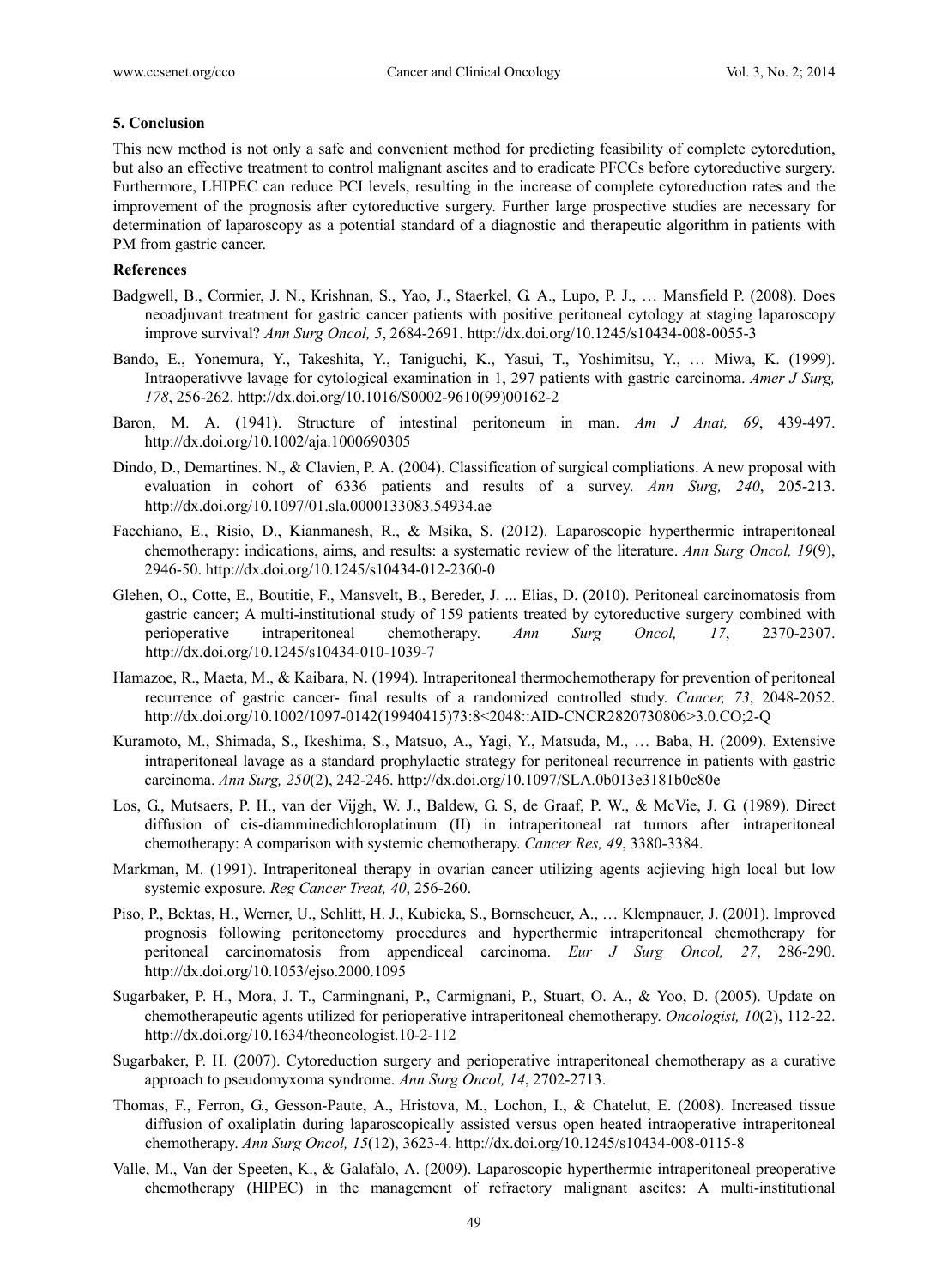## 5. Conclusion

This new method is not only a safe and convenient method for predicting feasibility of complete cytoredution, but also an effective treatment to control malignant ascites and to eradicate PFCCs before cytoreductive surgery. Furthermore, LHIPEC can reduce PCI levels, resulting in the increase of complete cytoreduction rates and the improvement of the prognosis after cytoreductive surgery. Further large prospective studies are necessary for determination of laparoscopy as a potential standard of a diagnostic and therapeutic algorithm in patients with PM from gastric cancer.

## References

Badgwell, B., Cormier, J. N., Krishnan, S., Yao, J., Staerkel, G. A., Lupo, P. J., … Mansfield P. (2008). Does neoadjuvant treatment for gastric cancer patients with positive peritoneal cytology at staging laparoscopy improve survival? *Ann Surg Oncol, 5*, 2684-2691. http://dx.doi.org/10.1245/s10434-008-0055-3

Bando, E., Yonemura, Y., Takeshita, Y., Taniguchi, K., Yasui, T., Yoshimitsu, Y., … Miwa, K. (1999). Intraoperativve lavage for cytological examination in 1, 297 patients with gastric carcinoma. *Amer J Surg, 178*, 256-262. http://dx.doi.org/10.1016/S0002-9610(99)00162-2

Baron, M. A. (1941). Structure of intestinal peritoneum in man. *Am J Anat, 69*, 439-497. http://dx.doi.org/10.1002/aja.1000690305

Dindo, D., Demartines. N., & Clavien, P. A. (2004). Classification of surgical compliations. A new proposal with evaluation in cohort of 6336 patients and results of a survey. *Ann Surg, 240*, 205-213. http://dx.doi.org/10.1097/01.sla.0000133083.54934.ae

Facchiano, E., Risio, D., Kianmanesh, R., & Msika, S. (2012). Laparoscopic hyperthermic intraperitoneal chemotherapy: indications, aims, and results: a systematic review of the literature. *Ann Surg Oncol, 19*(9), 2946-50. http://dx.doi.org/10.1245/s10434-012-2360-0

Glehen, O., Cotte, E., Boutitie, F., Mansvelt, B., Bereder, J. ... Elias, D. (2010). Peritoneal carcinomatosis from gastric cancer; A multi-institutional study of 159 patients treated by cytoreductive surgery combined with perioperative intraperitoneal chemotherapy. *Ann Surg Oncol, 17*, 2370-2307. http://dx.doi.org/10.1245/s10434-010-1039-7

Hamazoe, R., Maeta, M., & Kaibara, N. (1994). Intraperitoneal thermochemotherapy for prevention of peritoneal recurrence of gastric cancer- final results of a randomized controlled study. *Cancer, 73*, 2048-2052. http://dx.doi.org/10.1002/1097-0142(19940415)73:8<2048::AID-CNCR2820730806>3.0.CO;2-Q

Kuramoto, M., Shimada, S., Ikeshima, S., Matsuo, A., Yagi, Y., Matsuda, M., … Baba, H. (2009). Extensive intraperitoneal lavage as a standard prophylactic strategy for peritoneal recurrence in patients with gastric carcinoma. *Ann Surg, 250*(2), 242-246. http://dx.doi.org/10.1097/SLA.0b013e3181b0c80e

Los, G., Mutsaers, P. H., van der Vijgh, W. J., Baldew, G. S, de Graaf, P. W., & McVie, J. G. (1989). Direct diffusion of cis-diamminedichloroplatinum (II) in intraperitoneal rat tumors after intraperitoneal chemotherapy: A comparison with systemic chemotherapy. *Cancer Res, 49*, 3380-3384.

Markman, M. (1991). Intraperitoneal therapy in ovarian cancer utilizing agents acjieving high local but low systemic exposure. *Reg Cancer Treat, 40*, 256-260.

Piso, P., Bektas, H., Werner, U., Schlitt, H. J., Kubicka, S., Bornscheuer, A., … Klempnauer, J. (2001). Improved prognosis following peritonectomy procedures and hyperthermic intraperitoneal chemotherapy for peritoneal carcinomatosis from appendiceal carcinoma. *Eur J Surg Oncol, 27*, 286-290. http://dx.doi.org/10.1053/ejso.2000.1095

Sugarbaker, P. H., Mora, J. T., Carmingnani, P., Carmignani, P., Stuart, O. A., & Yoo, D. (2005). Update on chemotherapeutic agents utilized for perioperative intraperitoneal chemotherapy. *Oncologist, 10*(2), 112-22. http://dx.doi.org/10.1634/theoncologist.10-2-112

Sugarbaker, P. H. (2007). Cytoreduction surgery and perioperative intraperitoneal chemotherapy as a curative approach to pseudomyxoma syndrome. *Ann Surg Oncol, 14*, 2702-2713.

Thomas, F., Ferron, G., Gesson-Paute, A., Hristova, M., Lochon, I., & Chatelut, E. (2008). Increased tissue diffusion of oxaliplatin during laparoscopically assisted versus open heated intraoperative intraperitoneal chemotherapy. *Ann Surg Oncol, 15*(12), 3623-4. http://dx.doi.org/10.1245/s10434-008-0115-8

Valle, M., Van der Speeten, K., & Galafalo, A. (2009). Laparoscopic hyperthermic intraperitoneal preoperative chemotherapy (HIPEC) in the management of refractory malignant ascites: A multi-institutional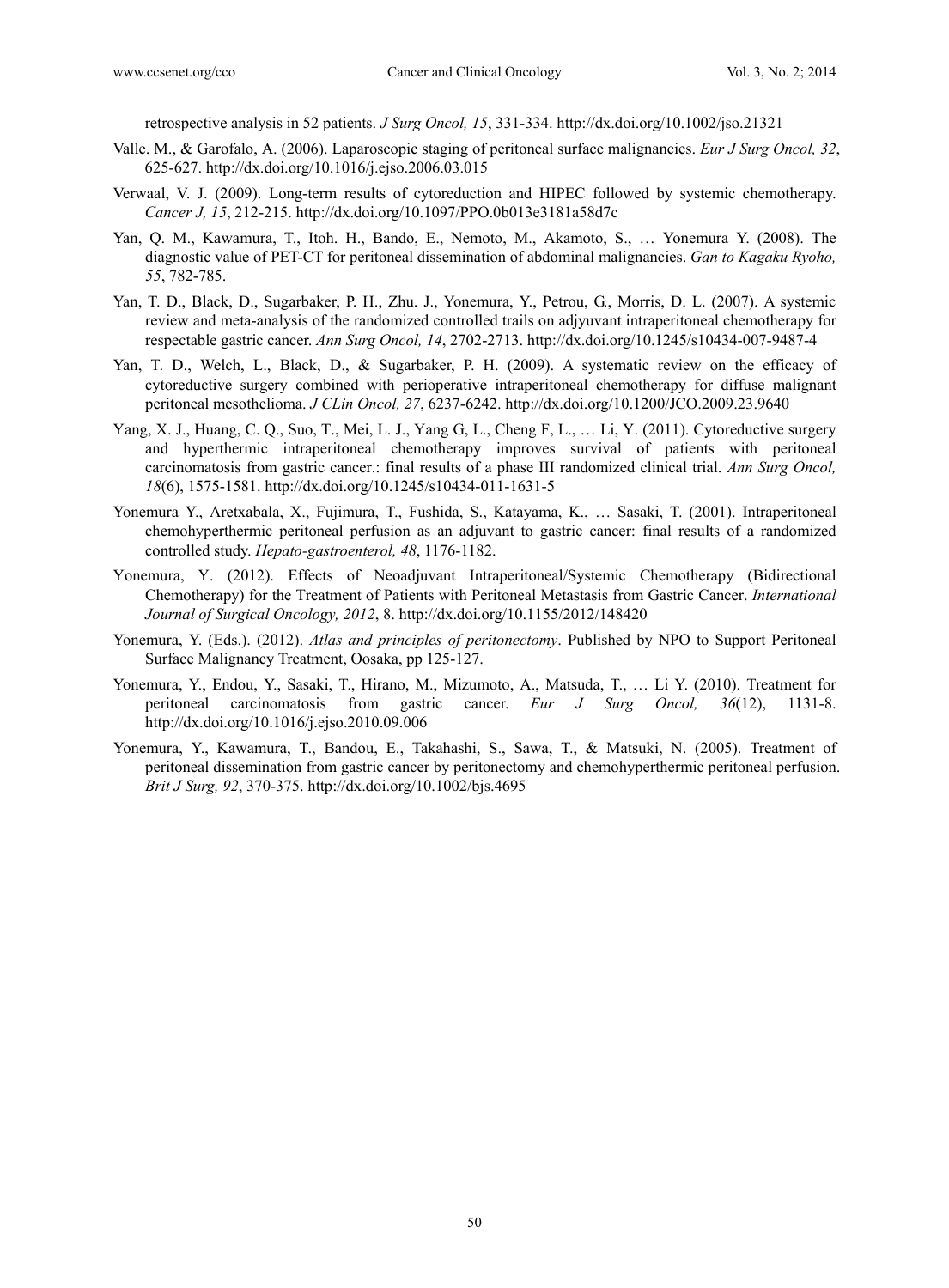retrospective analysis in 52 patients. *J Surg Oncol, 15*, 331-334. http://dx.doi.org/10.1002/jso.21321

Valle. M., & Garofalo, A. (2006). Laparoscopic staging of peritoneal surface malignancies. *Eur J Surg Oncol, 32*, 625-627. http://dx.doi.org/10.1016/j.ejso.2006.03.015

Verwaal, V. J. (2009). Long-term results of cytoreduction and HIPEC followed by systemic chemotherapy. *Cancer J, 15*, 212-215. http://dx.doi.org/10.1097/PPO.0b013e3181a58d7c

Yan, Q. M., Kawamura, T., Itoh. H., Bando, E., Nemoto, M., Akamoto, S., … Yonemura Y. (2008). The diagnostic value of PET-CT for peritoneal dissemination of abdominal malignancies. *Gan to Kagaku Ryoho, 55*, 782-785.

Yan, T. D., Black, D., Sugarbaker, P. H., Zhu. J., Yonemura, Y., Petrou, G., Morris, D. L. (2007). A systemic review and meta-analysis of the randomized controlled trails on adjyuvant intraperitoneal chemotherapy for respectable gastric cancer. *Ann Surg Oncol, 14*, 2702-2713. http://dx.doi.org/10.1245/s10434-007-9487-4

Yan, T. D., Welch, L., Black, D., & Sugarbaker, P. H. (2009). A systematic review on the efficacy of cytoreductive surgery combined with perioperative intraperitoneal chemotherapy for diffuse malignant peritoneal mesothelioma. *J CLin Oncol, 27*, 6237-6242. http://dx.doi.org/10.1200/JCO.2009.23.9640

Yang, X. J., Huang, C. Q., Suo, T., Mei, L. J., Yang G, L., Cheng F, L., … Li, Y. (2011). Cytoreductive surgery and hyperthermic intraperitoneal chemotherapy improves survival of patients with peritoneal carcinomatosis from gastric cancer.: final results of a phase III randomized clinical trial. *Ann Surg Oncol, 18*(6), 1575-1581. http://dx.doi.org/10.1245/s10434-011-1631-5

Yonemura Y., Aretxabala, X., Fujimura, T., Fushida, S., Katayama, K., … Sasaki, T. (2001). Intraperitoneal chemohyperthermic peritoneal perfusion as an adjuvant to gastric cancer: final results of a randomized controlled study. *Hepato-gastroenterol, 48*, 1176-1182.

Yonemura, Y. (2012). Effects of Neoadjuvant Intraperitoneal/Systemic Chemotherapy (Bidirectional Chemotherapy) for the Treatment of Patients with Peritoneal Metastasis from Gastric Cancer. *International Journal of Surgical Oncology, 2012*, 8. http://dx.doi.org/10.1155/2012/148420

Yonemura, Y. (Eds.). (2012). *Atlas and principles of peritonectomy*. Published by NPO to Support Peritoneal Surface Malignancy Treatment, Oosaka, pp 125-127.

Yonemura, Y., Endou, Y., Sasaki, T., Hirano, M., Mizumoto, A., Matsuda, T., … Li Y. (2010). Treatment for peritoneal carcinomatosis from gastric cancer. *Eur J Surg Oncol, 36*(12), 1131-8. http://dx.doi.org/10.1016/j.ejso.2010.09.006

Yonemura, Y., Kawamura, T., Bandou, E., Takahashi, S., Sawa, T., & Matsuki, N. (2005). Treatment of peritoneal dissemination from gastric cancer by peritonectomy and chemohyperthermic peritoneal perfusion. *Brit J Surg, 92*, 370-375. http://dx.doi.org/10.1002/bjs.4695